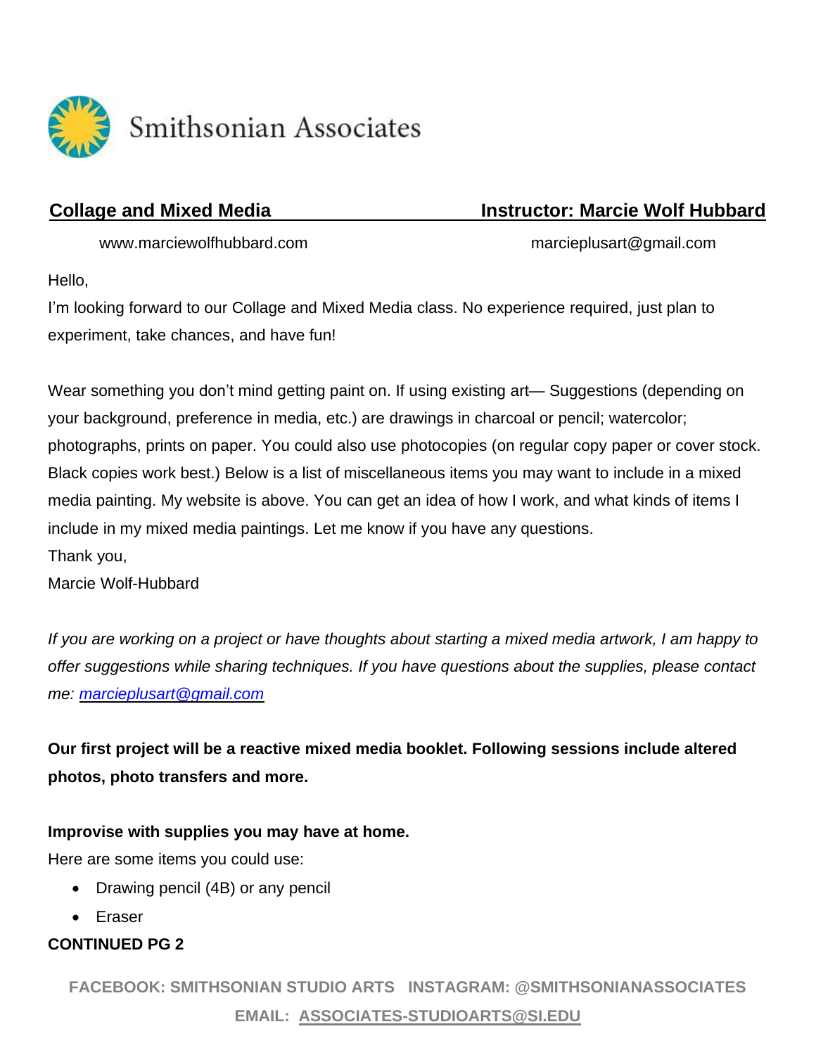Smithsonian Associates

**Collage and Mixed Media** **Instructor: Marcie Wolf Hubbard**

www.marciewolfhubbard.com marcieplusart@gmail.com

Hello,

I'm looking forward to our Collage and Mixed Media class. No experience required, just plan to experiment, take chances, and have fun!

Wear something you don't mind getting paint on. If using existing art— Suggestions (depending on your background, preference in media, etc.) are drawings in charcoal or pencil; watercolor; photographs, prints on paper. You could also use photocopies (on regular copy paper or cover stock. Black copies work best.) Below is a list of miscellaneous items you may want to include in a mixed media painting. My website is above. You can get an idea of how I work, and what kinds of items I include in my mixed media paintings. Let me know if you have any questions.

Thank you,

Marcie Wolf-Hubbard

*If you are working on a project or have thoughts about starting a mixed media artwork, I am happy to offer suggestions while sharing techniques. If you have questions about the supplies, please contact me: marcieplusart@gmail.com*

**Our first project will be a reactive mixed media booklet. Following sessions include altered photos, photo transfers and more.**

**Improvise with supplies you may have at home.**

Here are some items you could use:

- Drawing pencil (4B) or any pencil
- Eraser

**CONTINUED PG 2**

FACEBOOK: SMITHSONIAN STUDIO ARTS INSTAGRAM: @SMITHSONIANASSOCIATES

EMAIL: ASSOCIATES-STUDIOARTS@SI.EDU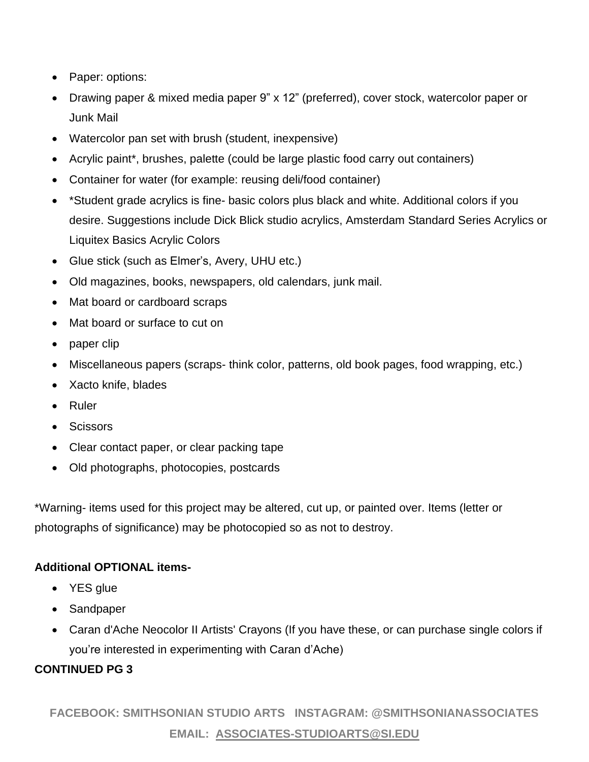- Paper: options:
- Drawing paper & mixed media paper 9" x 12" (preferred), cover stock, watercolor paper or Junk Mail
- Watercolor pan set with brush (student, inexpensive)
- Acrylic paint*, brushes, palette (could be large plastic food carry out containers)
- Container for water (for example: reusing deli/food container)
- *Student grade acrylics is fine- basic colors plus black and white. Additional colors if you desire. Suggestions include Dick Blick studio acrylics, Amsterdam Standard Series Acrylics or Liquitex Basics Acrylic Colors
- Glue stick (such as Elmer's, Avery, UHU etc.)
- Old magazines, books, newspapers, old calendars, junk mail.
- Mat board or cardboard scraps
- Mat board or surface to cut on
- paper clip
- Miscellaneous papers (scraps- think color, patterns, old book pages, food wrapping, etc.)
- Xacto knife, blades
- Ruler
- Scissors
- Clear contact paper, or clear packing tape
- Old photographs, photocopies, postcards

*Warning- items used for this project may be altered, cut up, or painted over. Items (letter or photographs of significance) may be photocopied so as not to destroy.

**Additional OPTIONAL items-**

- YES glue
- Sandpaper
- Caran d'Ache Neocolor II Artists' Crayons (If you have these, or can purchase single colors if you're interested in experimenting with Caran d'Ache)

**CONTINUED PG 3**

**FACEBOOK: SMITHSONIAN STUDIO ARTS   INSTAGRAM: @SMITHSONIANASSOCIATES**

**EMAIL: ASSOCIATES-STUDIOARTS@SI.EDU**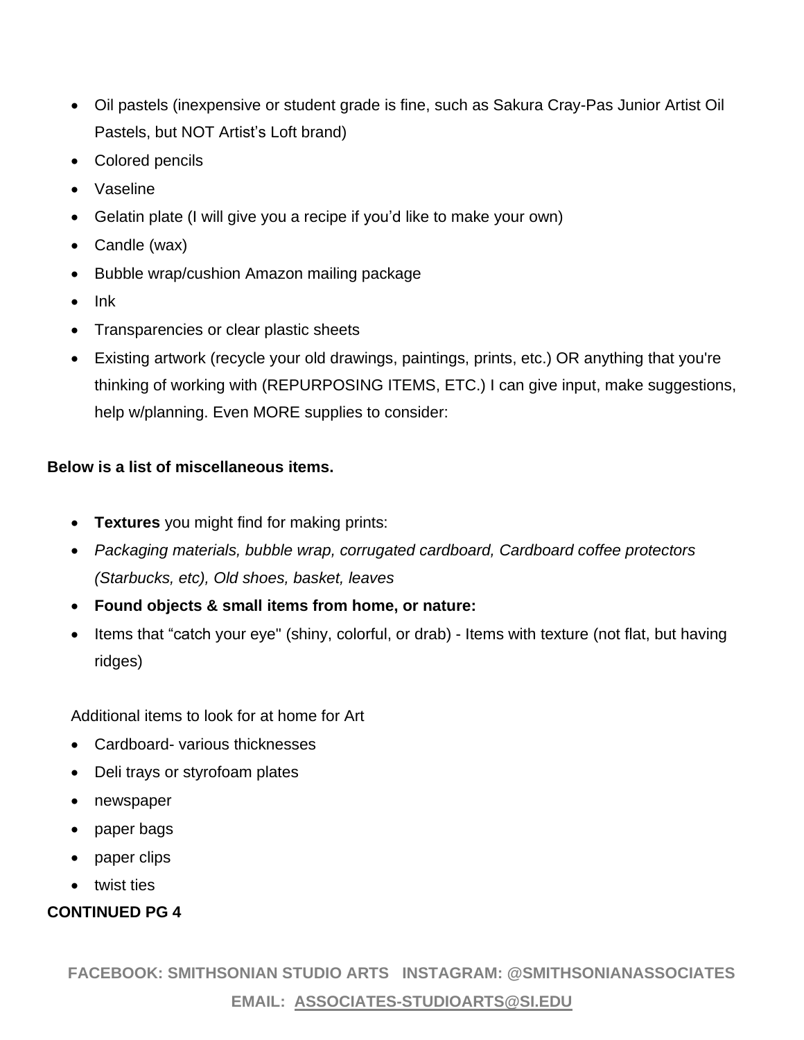- Oil pastels (inexpensive or student grade is fine, such as Sakura Cray-Pas Junior Artist Oil Pastels, but NOT Artist's Loft brand)
- Colored pencils
- Vaseline
- Gelatin plate (I will give you a recipe if you'd like to make your own)
- Candle (wax)
- Bubble wrap/cushion Amazon mailing package
- Ink
- Transparencies or clear plastic sheets
- Existing artwork (recycle your old drawings, paintings, prints, etc.) OR anything that you're thinking of working with (REPURPOSING ITEMS, ETC.) I can give input, make suggestions, help w/planning. Even MORE supplies to consider:

**Below is a list of miscellaneous items.**

- **Textures** you might find for making prints:
- *Packaging materials, bubble wrap, corrugated cardboard, Cardboard coffee protectors (Starbucks, etc), Old shoes, basket, leaves*
- **Found objects & small items from home, or nature:**
- Items that "catch your eye" (shiny, colorful, or drab) - Items with texture (not flat, but having ridges)

Additional items to look for at home for Art

- Cardboard- various thicknesses
- Deli trays or styrofoam plates
- newspaper
- paper bags
- paper clips
- twist ties

**CONTINUED PG 4**

**FACEBOOK: SMITHSONIAN STUDIO ARTS   INSTAGRAM: @SMITHSONIANASSOCIATES**

**EMAIL: ASSOCIATES-STUDIOARTS@SI.EDU**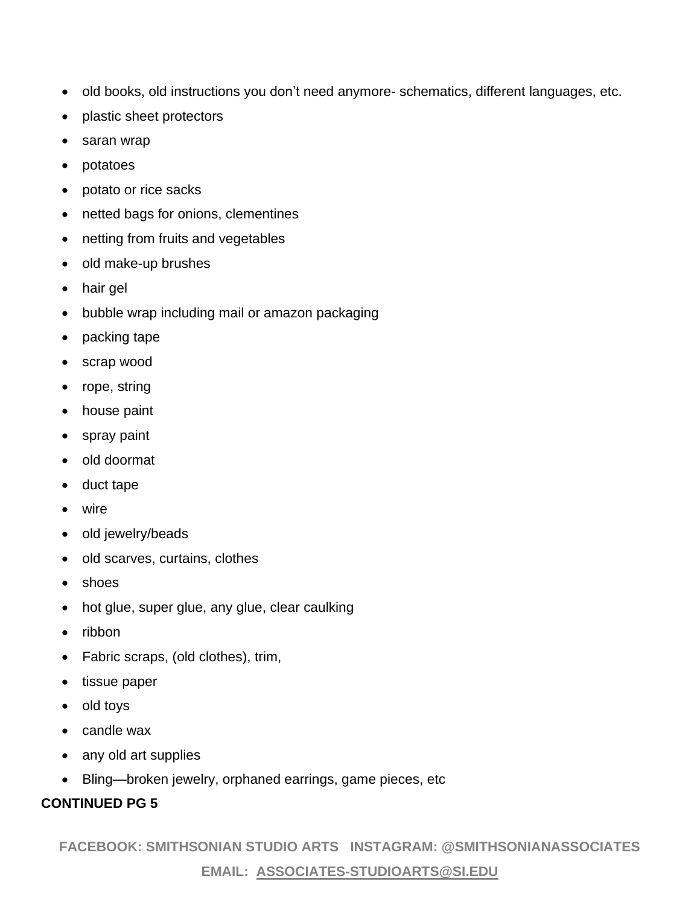- old books, old instructions you don't need anymore- schematics, different languages, etc.
- plastic sheet protectors
- saran wrap
- potatoes
- potato or rice sacks
- netted bags for onions, clementines
- netting from fruits and vegetables
- old make-up brushes
- hair gel
- bubble wrap including mail or amazon packaging
- packing tape
- scrap wood
- rope, string
- house paint
- spray paint
- old doormat
- duct tape
- wire
- old jewelry/beads
- old scarves, curtains, clothes
- shoes
- hot glue, super glue, any glue, clear caulking
- ribbon
- Fabric scraps, (old clothes), trim,
- tissue paper
- old toys
- candle wax
- any old art supplies
- Bling—broken jewelry, orphaned earrings, game pieces, etc

**CONTINUED PG 5**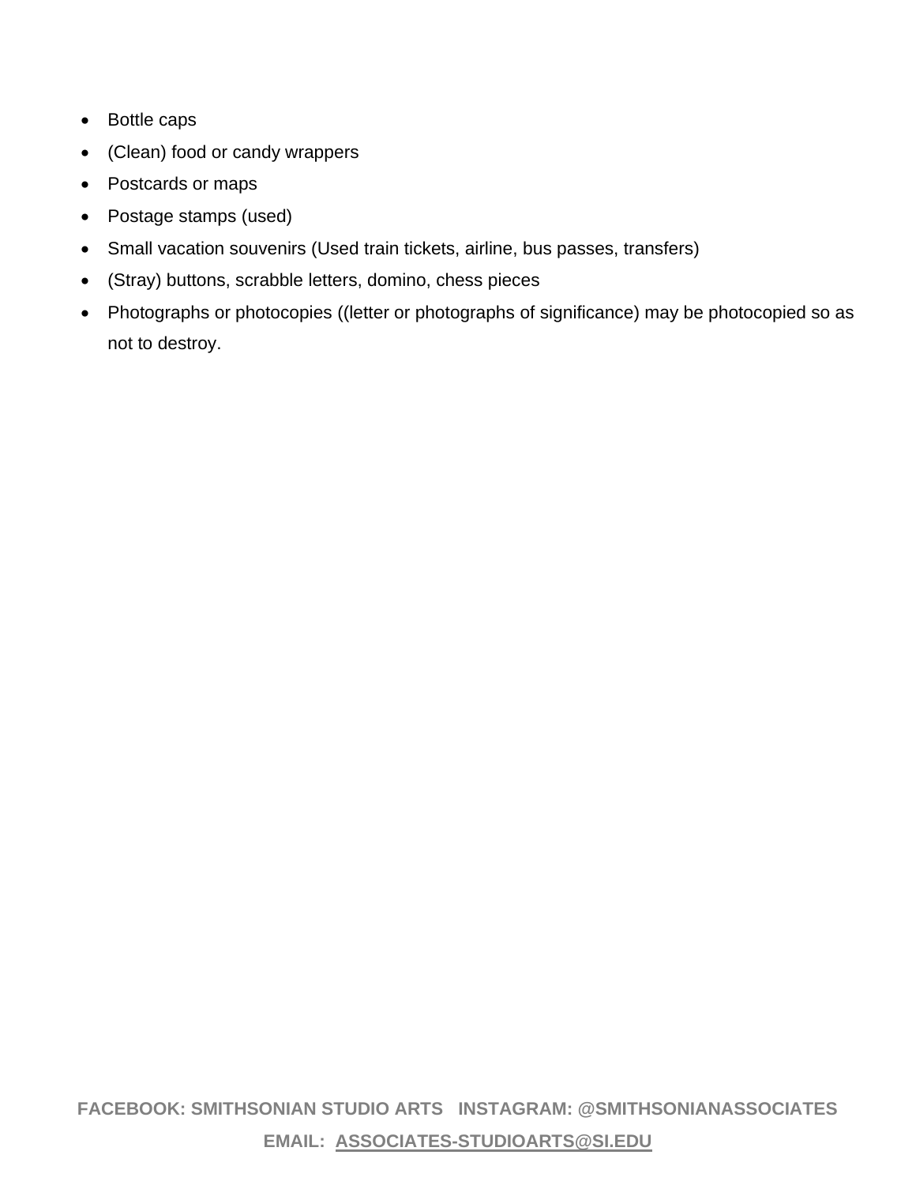- Bottle caps
- (Clean) food or candy wrappers
- Postcards or maps
- Postage stamps (used)
- Small vacation souvenirs (Used train tickets, airline, bus passes, transfers)
- (Stray) buttons, scrabble letters, domino, chess pieces
- Photographs or photocopies ((letter or photographs of significance) may be photocopied so as not to destroy.